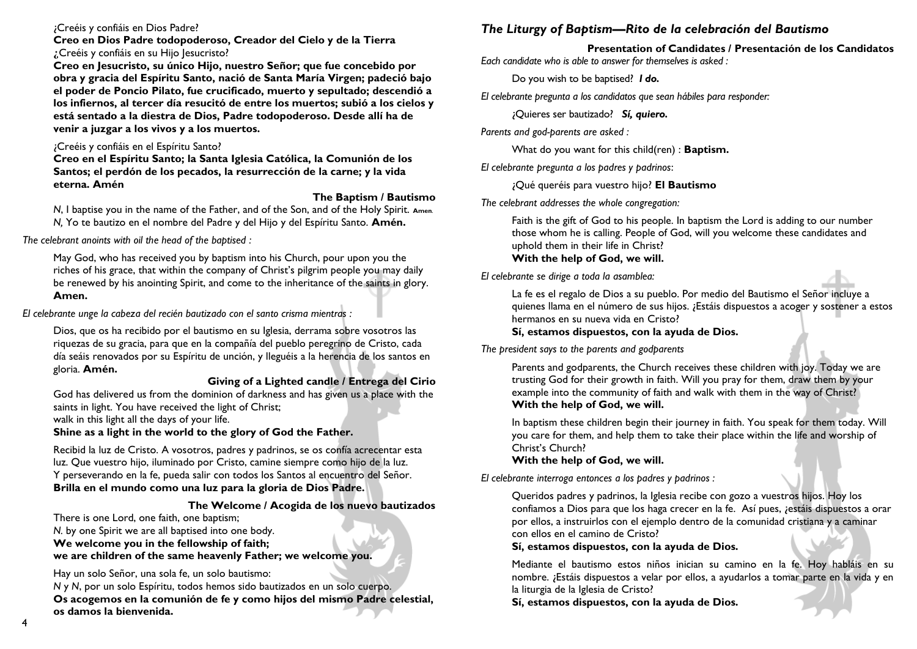¿Creéis y confiáis en Dios Padre?

**Creo en Dios Padre todopoderoso, Creador del Cielo y de la Tierra**

¿Creéis y confiáis en su Hijo Jesucristo?

**Creo en Jesucristo, su único Hijo, nuestro Señor; que fue concebido por obra y gracia del Espíritu Santo, nació de Santa María Virgen; padeció bajo el poder de Poncio Pilato, fue crucificado, muerto y sepultado; descendió a los infiernos, al tercer día resucitó de entre los muertos; subió a los cielos y está sentado a la diestra de Dios, Padre todopoderoso. Desde allí ha de venir a juzgar a los vivos y a los muertos.**

¿Creéis y confiáis en el Espíritu Santo?

**Creo en el Espíritu Santo; la Santa Iglesia Católica, la Comunión de los Santos; el perdón de los pecados, la resurrección de la carne; y la vida eterna. Amén**

### The Baptism / Bautismo

*N*, I baptise you in the name of the Father, and of the Son, and of the Holy Spirit. **Amen**.

*N,* Yo te bautizo en el nombre del Padre y del Hijo y del Espíritu Santo. **Amén.**

*The celebrant anoints with oil the head of the baptised :*

May God, who has received you by baptism into his Church, pour upon you the riches of his grace, that within the company of Christ's pilgrim people you may daily be renewed by his anointing Spirit, and come to the inheritance of the saints in glory. **Amen.**

*El celebrante unge la cabeza del recién bautizado con el santo crisma mientras :*

Dios, que os ha recibido por el bautismo en su Iglesia, derrama sobre vosotros las riquezas de su gracia, para que en la compañía del pueblo peregrino de Cristo, cada día seáis renovados por su Espíritu de unción, y lleguéis a la herencia de los santos en gloria. **Amén.**

### Giving of a Lighted candle / Entrega del Cirio

God has delivered us from the dominion of darkness and has given us a place with the saints in light. You have received the light of Christ;
walk in this light all the days of your life.

**Shine as a light in the world to the glory of God the Father.**

Recibid la luz de Cristo. A vosotros, padres y padrinos, se os confía acrecentar esta luz. Que vuestro hijo, iluminado por Cristo, camine siempre como hijo de la luz.
Y perseverando en la fe, pueda salir con todos los Santos al encuentro del Señor.

**Brilla en el mundo como una luz para la gloria de Dios Padre.**

### The Welcome / Acogida de los nuevo bautizados

There is one Lord, one faith, one baptism;
*N.* by one Spirit we are all baptised into one body.

**We welcome you in the fellowship of faith;
we are children of the same heavenly Father; we welcome you.**

Hay un solo Señor, una sola fe, un solo bautismo:
*N y N*, por un solo Espíritu, todos hemos sido bautizados en un solo cuerpo.

**Os acogemos en la comunión de fe y como hijos del mismo Padre celestial, os damos la bienvenida.**

## The Liturgy of Baptism—Rito de la celebración del Bautismo

### Presentation of Candidates / Presentación de los Candidatos

*Each candidate who is able to answer for themselves is asked :*

Do you wish to be baptised? ***I do.***

*El celebrante pregunta a los candidatos que sean hábiles para responder:*

¿Quieres ser bautizado? ***Sí, quiero.***

*Parents and god-parents are asked :*

What do you want for this child(ren) : **Baptism.**

*El celebrante pregunta a los padres y padrinos:*

¿Qué queréis para vuestro hijo? **El Bautismo**

*The celebrant addresses the whole congregation:*

Faith is the gift of God to his people. In baptism the Lord is adding to our number those whom he is calling. People of God, will you welcome these candidates and uphold them in their life in Christ?

**With the help of God, we will.**

*El celebrante se dirige a toda la asamblea:*

La fe es el regalo de Dios a su pueblo. Por medio del Bautismo el Señor incluye a quienes llama en el número de sus hijos. ¿Estáis dispuestos a acoger y sostener a estos hermanos en su nueva vida en Cristo?

**Sí, estamos dispuestos, con la ayuda de Dios.**

*The president says to the parents and godparents*

Parents and godparents, the Church receives these children with joy. Today we are trusting God for their growth in faith. Will you pray for them, draw them by your example into the community of faith and walk with them in the way of Christ?

**With the help of God, we will.**

In baptism these children begin their journey in faith. You speak for them today. Will you care for them, and help them to take their place within the life and worship of Christ's Church?

**With the help of God, we will.**

*El celebrante interroga entonces a los padres y padrinos :*

Queridos padres y padrinos, la Iglesia recibe con gozo a vuestros hijos. Hoy los confiamos a Dios para que los haga crecer en la fe. Así pues, ¿estáis dispuestos a orar por ellos, a instruirlos con el ejemplo dentro de la comunidad cristiana y a caminar con ellos en el camino de Cristo?

**Sí, estamos dispuestos, con la ayuda de Dios.**

Mediante el bautismo estos niños inician su camino en la fe. Hoy habláis en su nombre. ¿Estáis dispuestos a velar por ellos, a ayudarlos a tomar parte en la vida y en la liturgia de la Iglesia de Cristo?

**Sí, estamos dispuestos, con la ayuda de Dios.**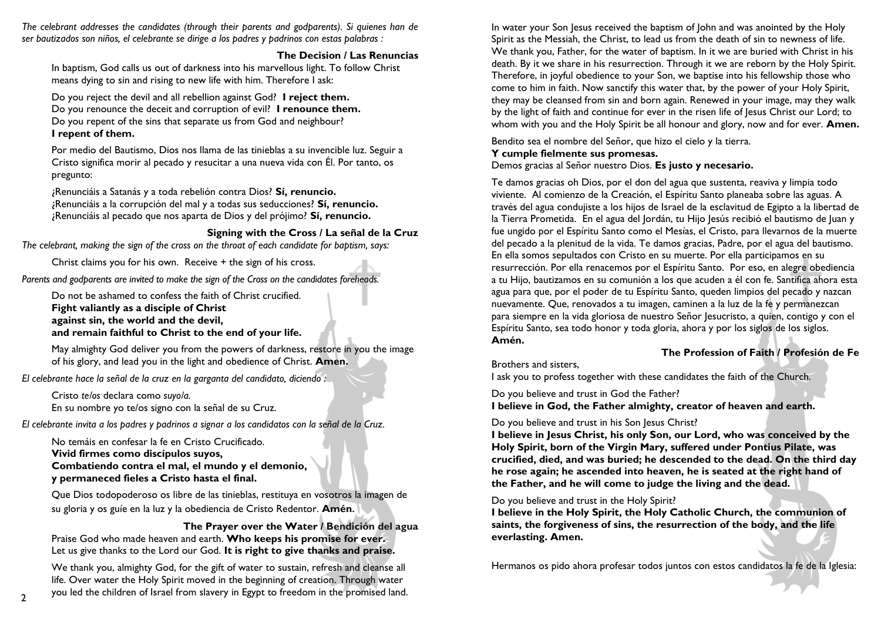*The celebrant addresses the candidates (through their parents and godparents). Si quienes han de ser bautizados son niños, el celebrante se dirige a los padres y padrinos con estas palabras :*

### The Decision / Las Renuncias

In baptism, God calls us out of darkness into his marvellous light. To follow Christ means dying to sin and rising to new life with him. Therefore I ask:

Do you reject the devil and all rebellion against God? **I reject them.**
Do you renounce the deceit and corruption of evil? **I renounce them.**
Do you repent of the sins that separate us from God and neighbour?
**I repent of them.**

Por medio del Bautismo, Dios nos llama de las tinieblas a su invencible luz. Seguir a Cristo significa morir al pecado y resucitar a una nueva vida con Él. Por tanto, os pregunto:

¿Renunciáis a Satanás y a toda rebelión contra Dios? **Sí, renuncio.**
¿Renunciáis a la corrupción del mal y a todas sus seducciones? **Sí, renuncio.**
¿Renunciáis al pecado que nos aparta de Dios y del prójimo? **Sí, renuncio.**

### Signing with the Cross / La señal de la Cruz

*The celebrant, making the sign of the cross on the throat of each candidate for baptism, says:*

Christ claims you for his own. Receive + the sign of his cross.

*Parents and godparents are invited to make the sign of the Cross on the candidates foreheads.*

Do not be ashamed to confess the faith of Christ crucified.
**Fight valiantly as a disciple of Christ**
**against sin, the world and the devil,**
**and remain faithful to Christ to the end of your life.**

May almighty God deliver you from the powers of darkness, restore in you the image of his glory, and lead you in the light and obedience of Christ. **Amen.**

*El celebrante hace la señal de la cruz en la garganta del candidato, diciendo :*

Cristo *te/os* declara como *suyo/a.*
En su nombre yo te/os signo con la señal de su Cruz.

*El celebrante invita a los padres y padrinos a signar a los candidatos con la señal de la Cruz.*

No temáis en confesar la fe en Cristo Crucificado.
**Vivid firmes como discípulos suyos,**
**Combatiendo contra el mal, el mundo y el demonio,**
**y permaneced fieles a Cristo hasta el final.**

Que Dios todopoderoso os libre de las tinieblas, restituya en vosotros la imagen de su gloria y os guíe en la luz y la obediencia de Cristo Redentor. **Amén.**

### The Prayer over the Water / Bendición del agua

Praise God who made heaven and earth. **Who keeps his promise for ever.**
Let us give thanks to the Lord our God. **It is right to give thanks and praise.**

We thank you, almighty God, for the gift of water to sustain, refresh and cleanse all life. Over water the Holy Spirit moved in the beginning of creation. Through water you led the children of Israel from slavery in Egypt to freedom in the promised land. In water your Son Jesus received the baptism of John and was anointed by the Holy Spirit as the Messiah, the Christ, to lead us from the death of sin to newness of life. We thank you, Father, for the water of baptism. In it we are buried with Christ in his death. By it we share in his resurrection. Through it we are reborn by the Holy Spirit. Therefore, in joyful obedience to your Son, we baptise into his fellowship those who come to him in faith. Now sanctify this water that, by the power of your Holy Spirit, they may be cleansed from sin and born again. Renewed in your image, may they walk by the light of faith and continue for ever in the risen life of Jesus Christ our Lord; to whom with you and the Holy Spirit be all honour and glory, now and for ever. **Amen.**

Bendito sea el nombre del Señor, que hizo el cielo y la tierra.
**Y cumple fielmente sus promesas.**
Demos gracias al Señor nuestro Dios. **Es justo y necesario.**

Te damos gracias oh Dios, por el don del agua que sustenta, reaviva y limpia todo viviente. Al comienzo de la Creación, el Espíritu Santo planeaba sobre las aguas. A través del agua condujiste a los hijos de Israel de la esclavitud de Egipto a la libertad de la Tierra Prometida. En el agua del Jordán, tu Hijo Jesús recibió el bautismo de Juan y fue ungido por el Espíritu Santo como el Mesías, el Cristo, para llevarnos de la muerte del pecado a la plenitud de la vida. Te damos gracias, Padre, por el agua del bautismo. En ella somos sepultados con Cristo en su muerte. Por ella participamos en su resurrección. Por ella renacemos por el Espíritu Santo. Por eso, en alegre obediencia a tu Hijo, bautizamos en su comunión a los que acuden a él con fe. Santifica ahora esta agua para que, por el poder de tu Espíritu Santo, queden limpios del pecado y nazcan nuevamente. Que, renovados a tu imagen, caminen a la luz de la fe y permanezcan para siempre en la vida gloriosa de nuestro Señor Jesucristo, a quien, contigo y con el Espíritu Santo, sea todo honor y toda gloria, ahora y por los siglos de los siglos. **Amén.**

### The Profession of Faith / Profesión de Fe

Brothers and sisters,
I ask you to profess together with these candidates the faith of the Church.

Do you believe and trust in God the Father?
**I believe in God, the Father almighty, creator of heaven and earth.**

Do you believe and trust in his Son Jesus Christ?
**I believe in Jesus Christ, his only Son, our Lord, who was conceived by the Holy Spirit, born of the Virgin Mary, suffered under Pontius Pilate, was crucified, died, and was buried; he descended to the dead. On the third day he rose again; he ascended into heaven, he is seated at the right hand of the Father, and he will come to judge the living and the dead.**

Do you believe and trust in the Holy Spirit?
**I believe in the Holy Spirit, the Holy Catholic Church, the communion of saints, the forgiveness of sins, the resurrection of the body, and the life everlasting. Amen.**

Hermanos os pido ahora profesar todos juntos con estos candidatos la fe de la Iglesia: